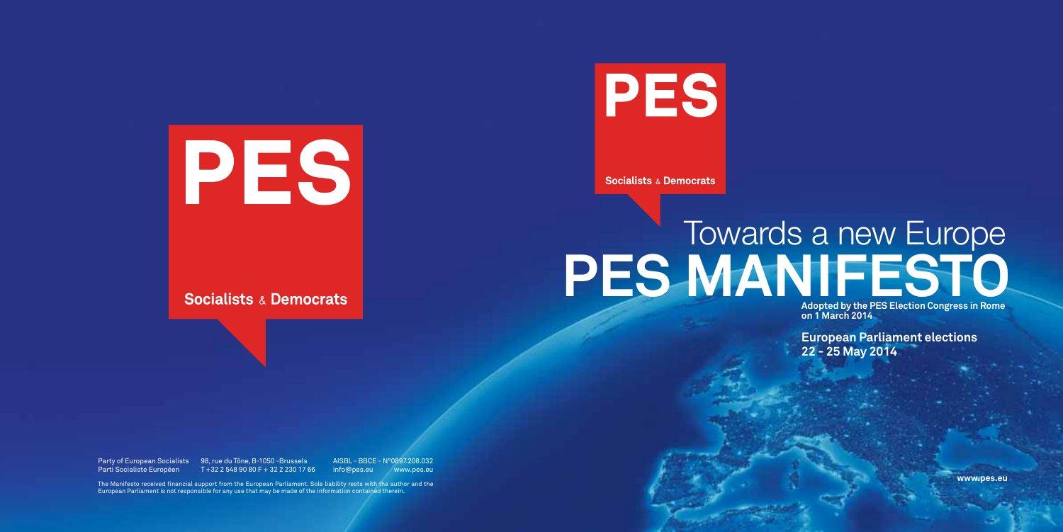PES

Socialists & Democrats

Party of European Socialists
Parti Socialiste Européen

98, rue du Trône, B-1050 -Brussels
T +32 2 548 90 80 F + 32 2 230 17 66

AISBL - BBCE - N°0897.208.032
info@pes.eu www.pes.eu

The Manifesto received financial support from the European Parliament. Sole liability rests with the author and the European Parliament is not responsible for any use that may be made of the information contained therein.

PES

Socialists & Democrats

# Towards a new Europe
# PES MANIFESTO

**Adopted by the PES Election Congress in Rome on 1 March 2014**

**European Parliament elections 22 - 25 May 2014**

www.pes.eu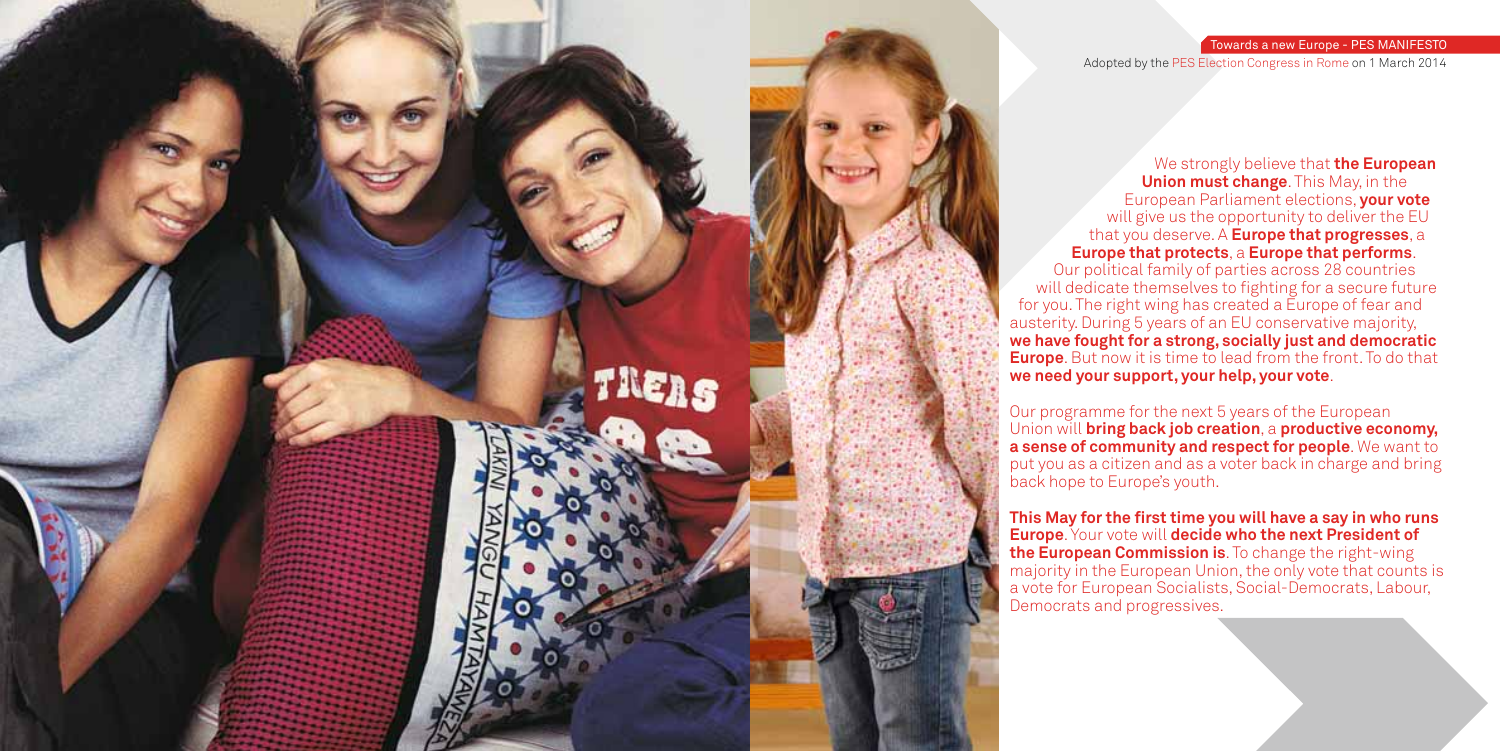Towards a new Europe - PES MANIFESTO

Adopted by the PES Election Congress in Rome on 1 March 2014

We strongly believe that **the European Union must change**. This May, in the European Parliament elections, **your vote** will give us the opportunity to deliver the EU that you deserve. A **Europe that progresses**, a **Europe that protects**, a **Europe that performs**. Our political family of parties across 28 countries will dedicate themselves to fighting for a secure future for you. The right wing has created a Europe of fear and austerity. During 5 years of an EU conservative majority, **we have fought for a strong, socially just and democratic Europe**. But now it is time to lead from the front. To do that **we need your support, your help, your vote**.

Our programme for the next 5 years of the European Union will **bring back job creation**, a **productive economy, a sense of community and respect for people**. We want to put you as a citizen and as a voter back in charge and bring back hope to Europe's youth.

**This May for the first time you will have a say in who runs Europe**. Your vote will **decide who the next President of the European Commission is**. To change the right-wing majority in the European Union, the only vote that counts is a vote for European Socialists, Social-Democrats, Labour, Democrats and progressives.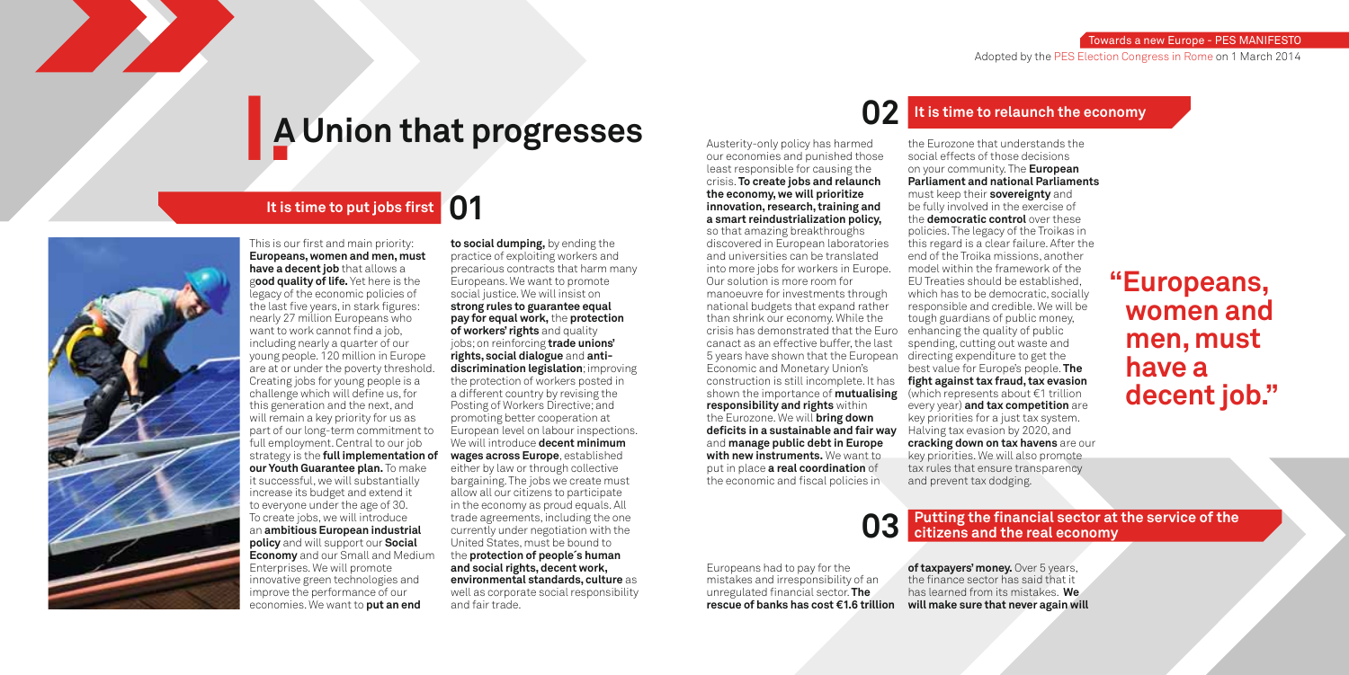# A Union that progresses

## 01 It is time to put jobs first

This is our first and main priority: **Europeans, women and men, must have a decent job** that allows a **good quality of life.** Yet here is the legacy of the economic policies of the last five years, in stark figures: nearly 27 million Europeans who want to work cannot find a job, including nearly a quarter of our young people. 120 million in Europe are at or under the poverty threshold. Creating jobs for young people is a challenge which will define us, for this generation and the next, and will remain a key priority for us as part of our long-term commitment to full employment. Central to our job strategy is the **full implementation of our Youth Guarantee plan.** To make it successful, we will substantially increase its budget and extend it to everyone under the age of 30. To create jobs, we will introduce an **ambitious European industrial policy** and will support our **Social Economy** and our Small and Medium Enterprises. We will promote innovative green technologies and improve the performance of our economies. We want to **put an end to social dumping,** by ending the practice of exploiting workers and precarious contracts that harm many Europeans. We want to promote social justice. We will insist on **strong rules to guarantee equal pay for equal work,** the **protection of workers' rights** and quality jobs; on reinforcing **trade unions' rights, social dialogue** and **anti-discrimination legislation**; improving the protection of workers posted in a different country by revising the Posting of Workers Directive; and promoting better cooperation at European level on labour inspections. We will introduce **decent minimum wages across Europe**, established either by law or through collective bargaining. The jobs we create must allow all our citizens to participate in the economy as proud equals. All trade agreements, including the one currently under negotiation with the United States, must be bound to the **protection of people´s human and social rights, decent work, environmental standards, culture** as well as corporate social responsibility and fair trade.

## 02 It is time to relaunch the economy

Austerity-only policy has harmed our economies and punished those least responsible for causing the crisis. **To create jobs and relaunch the economy, we will prioritize innovation, research, training and a smart reindustrialization policy,** so that amazing breakthroughs discovered in European laboratories and universities can be translated into more jobs for workers in Europe. Our solution is more room for manoeuvre for investments through national budgets that expand rather than shrink our economy. While the crisis has demonstrated that the Euro canact as an effective buffer, the last 5 years have shown that the European Economic and Monetary Union's construction is still incomplete. It has shown the importance of **mutualising responsibility and rights** within the Eurozone. We will **bring down deficits in a sustainable and fair way** and **manage public debt in Europe with new instruments.** We want to put in place **a real coordination** of the economic and fiscal policies in the Eurozone that understands the social effects of those decisions on your community. The **European Parliament and national Parliaments** must keep their **sovereignty** and be fully involved in the exercise of the **democratic control** over these policies. The legacy of the Troikas in this regard is a clear failure. After the end of the Troika missions, another model within the framework of the EU Treaties should be established, which has to be democratic, socially responsible and credible. We will be tough guardians of public money, enhancing the quality of public spending, cutting out waste and directing expenditure to get the best value for Europe's people. **The fight against tax fraud, tax evasion** (which represents about €1 trillion every year) **and tax competition** are key priorities for a just tax system. Halving tax evasion by 2020, and **cracking down on tax havens** are our key priorities. We will also promote tax rules that ensure transparency and prevent tax dodging.

> **"Europeans, women and men, must have a decent job."**

## 03 Putting the financial sector at the service of the citizens and the real economy

Europeans had to pay for the mistakes and irresponsibility of an unregulated financial sector. **The rescue of banks has cost €1.6 trillion of taxpayers' money.** Over 5 years, the finance sector has said that it has learned from its mistakes. **We will make sure that never again will**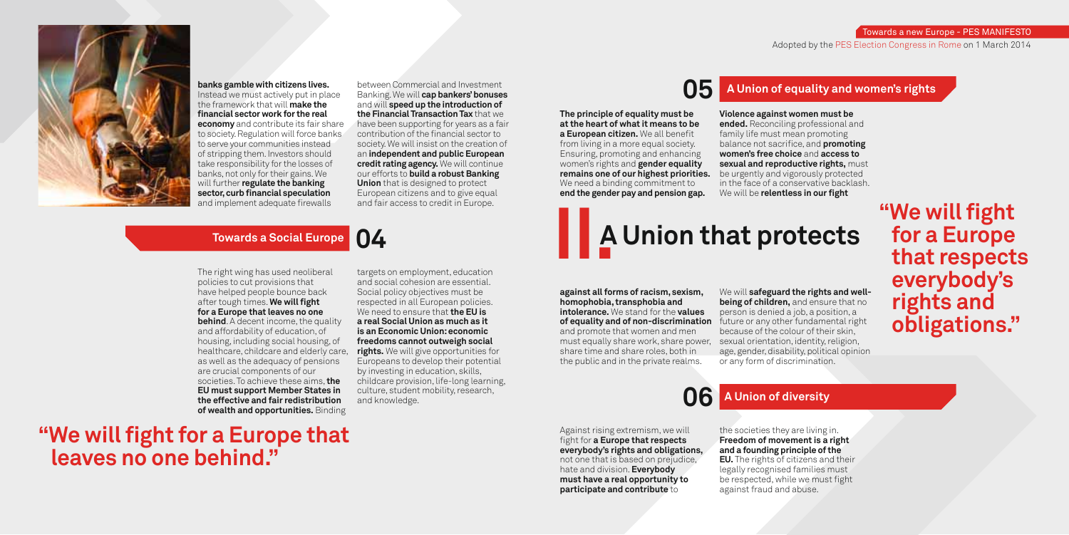**banks gamble with citizens lives.** Instead we must actively put in place the framework that will **make the financial sector work for the real economy** and contribute its fair share to society. Regulation will force banks to serve your communities instead of stripping them. Investors should take responsibility for the losses of banks, not only for their gains. We will further **regulate the banking sector, curb financial speculation** and implement adequate firewalls between Commercial and Investment Banking. We will **cap bankers' bonuses** and will **speed up the introduction of the Financial Transaction Tax** that we have been supporting for years as a fair contribution of the financial sector to society. We will insist on the creation of an **independent and public European credit rating agency.** We will continue our efforts to **build a robust Banking Union** that is designed to protect European citizens and to give equal and fair access to credit in Europe.

## 04 Towards a Social Europe

The right wing has used neoliberal policies to cut provisions that have helped people bounce back after tough times. **We will fight for a Europe that leaves no one behind**. A decent income, the quality and affordability of education, of housing, including social housing, of healthcare, childcare and elderly care, as well as the adequacy of pensions are crucial components of our societies. To achieve these aims, **the EU must support Member States in the effective and fair redistribution of wealth and opportunities.** Binding targets on employment, education and social cohesion are essential. Social policy objectives must be respected in all European policies. We need to ensure that **the EU is a real Social Union as much as it is an Economic Union: economic freedoms cannot outweigh social rights.** We will give opportunities for Europeans to develop their potential by investing in education, skills, childcare provision, life-long learning, culture, student mobility, research, and knowledge.

**"We will fight for a Europe that leaves no one behind."**

# II. A Union that protects

## 05 A Union of equality and women's rights

**The principle of equality must be at the heart of what it means to be a European citizen.** We all benefit from living in a more equal society. Ensuring, promoting and enhancing women's rights and **gender equality remains one of our highest priorities.** We need a binding commitment to **end the gender pay and pension gap.** **Violence against women must be ended.** Reconciling professional and family life must mean promoting balance not sacrifice, and **promoting women's free choice** and **access to sexual and reproductive rights,** must be urgently and vigorously protected in the face of a conservative backlash. We will be **relentless in our fight against all forms of racism, sexism, homophobia, transphobia and intolerance.** We stand for the **values of equality and of non-discrimination** and promote that women and men must equally share work, share power, share time and share roles, both in the public and in the private realms. We will **safeguard the rights and well-being of children,** and ensure that no person is denied a job, a position, a future or any other fundamental right because of the colour of their skin, sexual orientation, identity, religion, age, gender, disability, political opinion or any form of discrimination.

## 06 A Union of diversity

Against rising extremism, we will fight for **a Europe that respects everybody's rights and obligations,** not one that is based on prejudice, hate and division. **Everybody must have a real opportunity to participate and contribute** to the societies they are living in. **Freedom of movement is a right and a founding principle of the EU.** The rights of citizens and their legally recognised families must be respected, while we must fight against fraud and abuse.

**"We will fight for a Europe that respects everybody's rights and obligations."**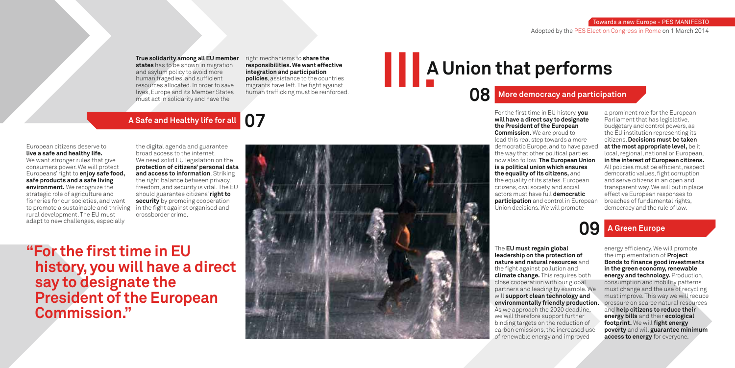**True solidarity among all EU member states** has to be shown in migration and asylum policy to avoid more human tragedies, and sufficient resources allocated. In order to save lives, Europe and its Member States must act in solidarity and have the right mechanisms to **share the responsibilities. We want effective integration and participation policies**, assistance to the countries migrants have left. The fight against human trafficking must be reinforced.

## 07 A Safe and Healthy life for all

European citizens deserve to **live a safe and healthy life.** We want stronger rules that give consumers power. We will protect Europeans' right to **enjoy safe food, safe products and a safe living environment.** We recognize the strategic role of agriculture and fisheries for our societies, and want to promote a sustainable and thriving rural development. The EU must adapt to new challenges, especially the digital agenda and guarantee broad access to the internet. We need solid EU legislation on the **protection of citizens' personal data and access to information**. Striking the right balance between privacy, freedom, and security is vital. The EU should guarantee citizens' **right to security** by promoing cooperation in the fight against organised and crossborder crime.

**"For the first time in EU history, you will have a direct say to designate the President of the European Commission."**

# III. A Union that performs

## 08 More democracy and participation

For the first time in EU history, **you will have a direct say to designate the President of the European Commission.** We are proud to lead this real step towards a more democratic Europe, and to have paved the way that other political parties now also follow. **The European Union is a political union which ensures the equality of its citizens,** and the equality of its states. European citizens, civil society, and social actors must have full **democratic participation** and control in European Union decisions. We will promote a prominent role for the European Parliament that has legislative, budgetary and control powers, as the EU institution representing its citizens. **Decisions must be taken at the most appropriate level,** be it local, regional, national or European, **in the interest of European citizens.** All policies must be efficient, respect democratic values, fight corruption and serve citizens in an open and transparent way. We will put in place effective European responses to breaches of fundamental rights, democracy and the rule of law.

## 09 A Green Europe

The **EU must regain global leadership on the protection of nature and natural resources** and the fight against pollution and **climate change.** This requires both close cooperation with our global partners and leading by example. We will **support clean technology and environmentally friendly production.** As we approach the 2020 deadline, we will therefore support further binding targets on the reduction of carbon emissions, the increased use of renewable energy and improved energy efficiency. We will promote the implementation of **Project Bonds to finance good investments in the green economy, renewable energy and technology.** Production, consumption and mobility patterns must change and the use of recycling must improve. This way we will reduce pressure on scarce natural resources and **help citizens to reduce their energy bills** and their **ecological footprint.** We will **fight energy poverty** and will **guarantee minimum access to energy** for everyone.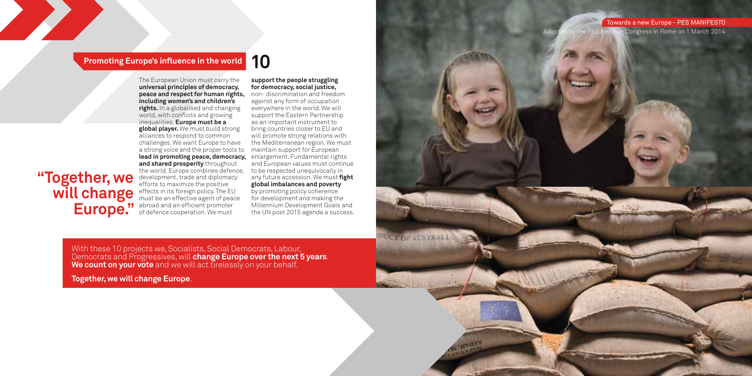## Promoting Europe's influence in the world

# 10

**"Together, we will change Europe."**

The European Union must carry the **universal principles of democracy, peace and respect for human rights, including women's and children's rights.** In a globalised and changing world, with conflicts and growing inequalities, **Europe must be a global player.** We must build strong alliances to respond to common challenges. We want Europe to have a strong voice and the proper tools to **lead in promoting peace, democracy, and shared prosperity** throughout the world. Europe combines defence, development, trade and diplomacy efforts to maximize the positive effects in its foreign policy. The EU must be an effective agent of peace abroad and an efficient promoter of defence cooperation. We must **support the people struggling for democracy, social justice,** non- discrimination and freedom against any form of occupation everywhere in the world. We will support the Eastern Partnership as an important instrument to bring countries closer to EU and will promote strong relations with the Mediterranean region. We must maintain support for European enlargement. Fundamental rights and European values must continue to be respected unequivocally in any future accession. We must **fight global imbalances and poverty** by promoting policy coherence for development and making the Millennium Development Goals and the UN post 2015 agenda a success.

With these 10 projects we, Socialists, Social Democrats, Labour, Democrats and Progressives, will **change Europe over the next 5 years**. **We count on your vote** and we will act tirelessly on your behalf.

**Together, we will change Europe**.